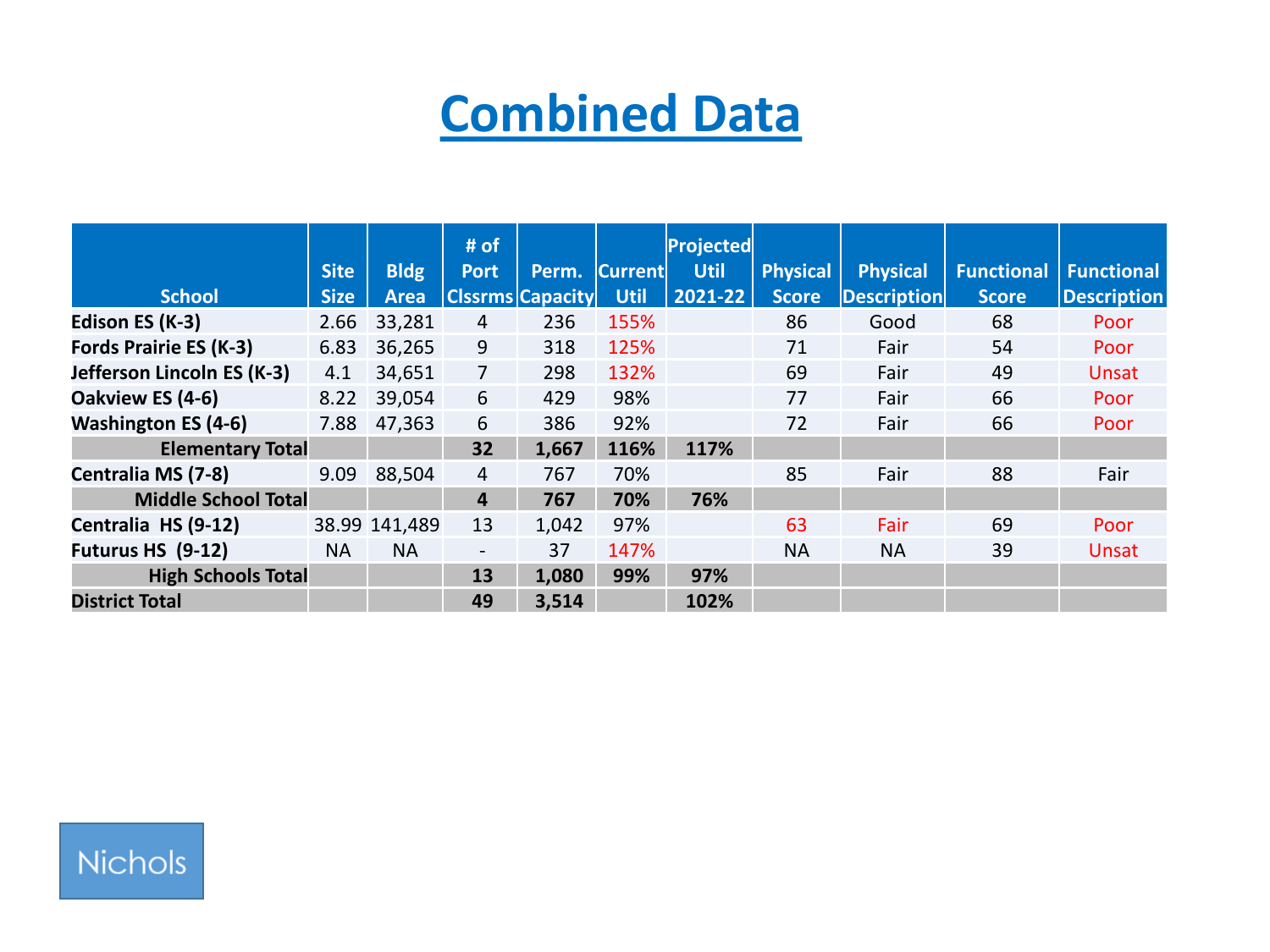# Combined Data

| School | Site Size | Bldg Area | # of Port Clssrms | Perm. Capacity | Current Util | Projected Util 2021-22 | Physical Score | Physical Description | Functional Score | Functional Description |
|---|---|---|---|---|---|---|---|---|---|---|
| **Edison ES (K-3)** | 2.66 | 33,281 | 4 | 236 | 155% | | 86 | Good | 68 | Poor |
| **Fords Prairie ES (K-3)** | 6.83 | 36,265 | 9 | 318 | 125% | | 71 | Fair | 54 | Poor |
| **Jefferson Lincoln ES (K-3)** | 4.1 | 34,651 | 7 | 298 | 132% | | 69 | Fair | 49 | Unsat |
| **Oakview ES (4-6)** | 8.22 | 39,054 | 6 | 429 | 98% | | 77 | Fair | 66 | Poor |
| **Washington ES (4-6)** | 7.88 | 47,363 | 6 | 386 | 92% | | 72 | Fair | 66 | Poor |
| **Elementary Total** | | | **32** | **1,667** | **116%** | **117%** | | | | |
| **Centralia MS (7-8)** | 9.09 | 88,504 | 4 | 767 | 70% | | 85 | Fair | 88 | Fair |
| **Middle School Total** | | | **4** | **767** | **70%** | **76%** | | | | |
| **Centralia HS (9-12)** | 38.99 | 141,489 | 13 | 1,042 | 97% | | 63 | Fair | 69 | Poor |
| **Futurus HS (9-12)** | NA | NA | - | 37 | 147% | | NA | NA | 39 | Unsat |
| **High Schools Total** | | | **13** | **1,080** | **99%** | **97%** | | | | |
| **District Total** | | | **49** | **3,514** | | **102%** | | | | |

Nichols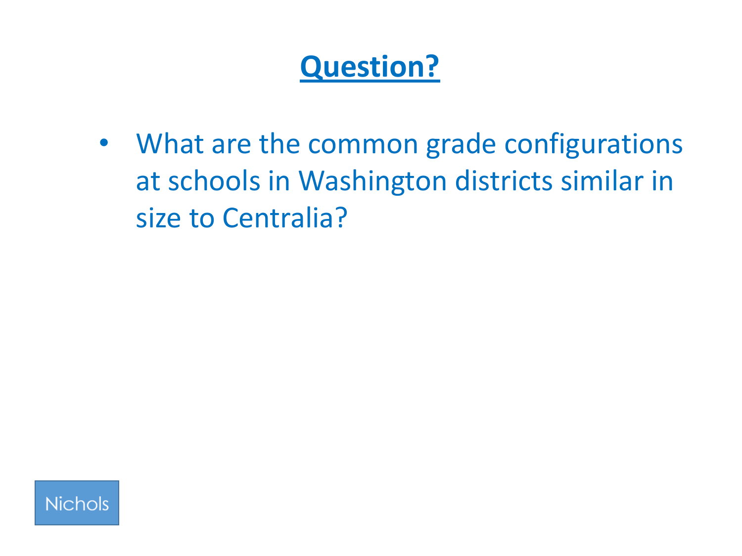# Question?

- What are the common grade configurations at schools in Washington districts similar in size to Centralia?

Nichols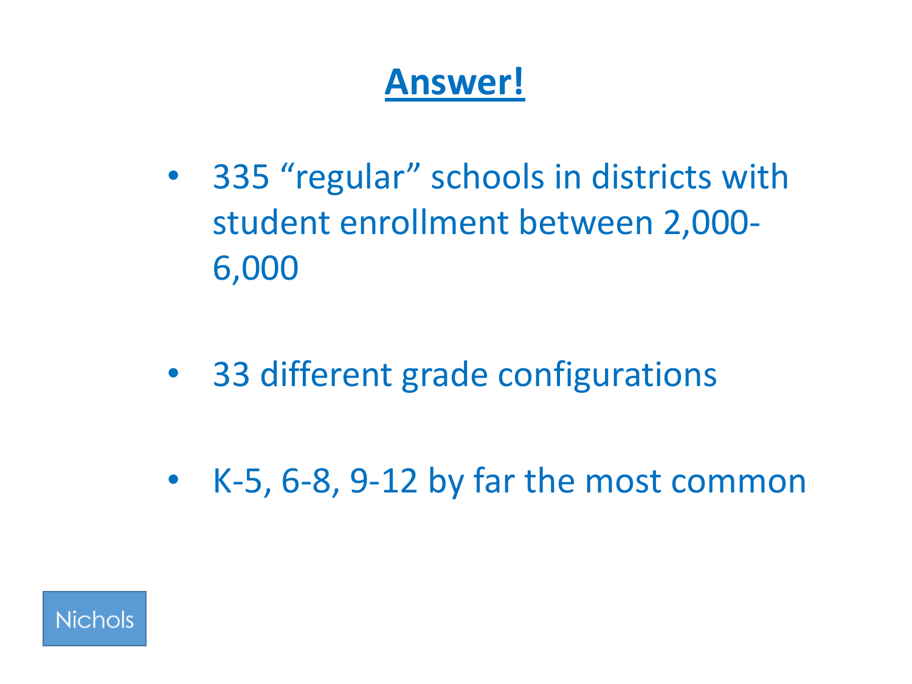# Answer!

- 335 "regular" schools in districts with student enrollment between 2,000-6,000
- 33 different grade configurations
- K-5, 6-8, 9-12 by far the most common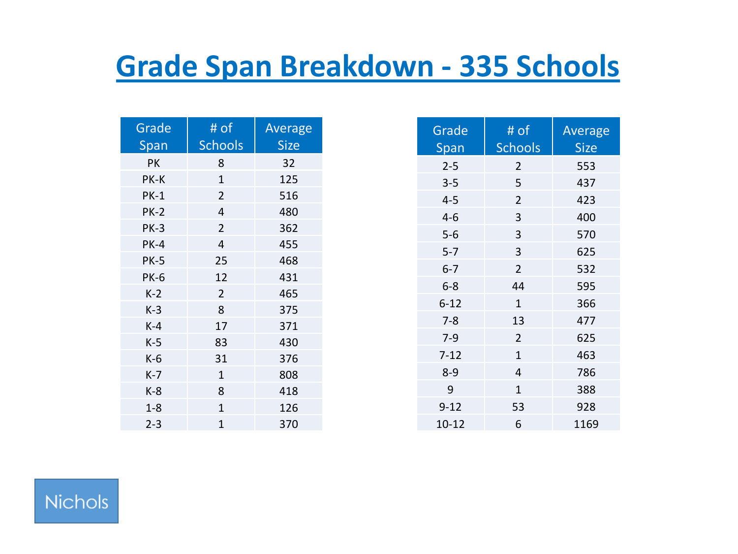# Grade Span Breakdown - 335 Schools

| Grade Span | # of Schools | Average Size |
|---|---|---|
| PK | 8 | 32 |
| PK-K | 1 | 125 |
| PK-1 | 2 | 516 |
| PK-2 | 4 | 480 |
| PK-3 | 2 | 362 |
| PK-4 | 4 | 455 |
| PK-5 | 25 | 468 |
| PK-6 | 12 | 431 |
| K-2 | 2 | 465 |
| K-3 | 8 | 375 |
| K-4 | 17 | 371 |
| K-5 | 83 | 430 |
| K-6 | 31 | 376 |
| K-7 | 1 | 808 |
| K-8 | 8 | 418 |
| 1-8 | 1 | 126 |
| 2-3 | 1 | 370 |

| Grade Span | # of Schools | Average Size |
|---|---|---|
| 2-5 | 2 | 553 |
| 3-5 | 5 | 437 |
| 4-5 | 2 | 423 |
| 4-6 | 3 | 400 |
| 5-6 | 3 | 570 |
| 5-7 | 3 | 625 |
| 6-7 | 2 | 532 |
| 6-8 | 44 | 595 |
| 6-12 | 1 | 366 |
| 7-8 | 13 | 477 |
| 7-9 | 2 | 625 |
| 7-12 | 1 | 463 |
| 8-9 | 4 | 786 |
| 9 | 1 | 388 |
| 9-12 | 53 | 928 |
| 10-12 | 6 | 1169 |

Nichols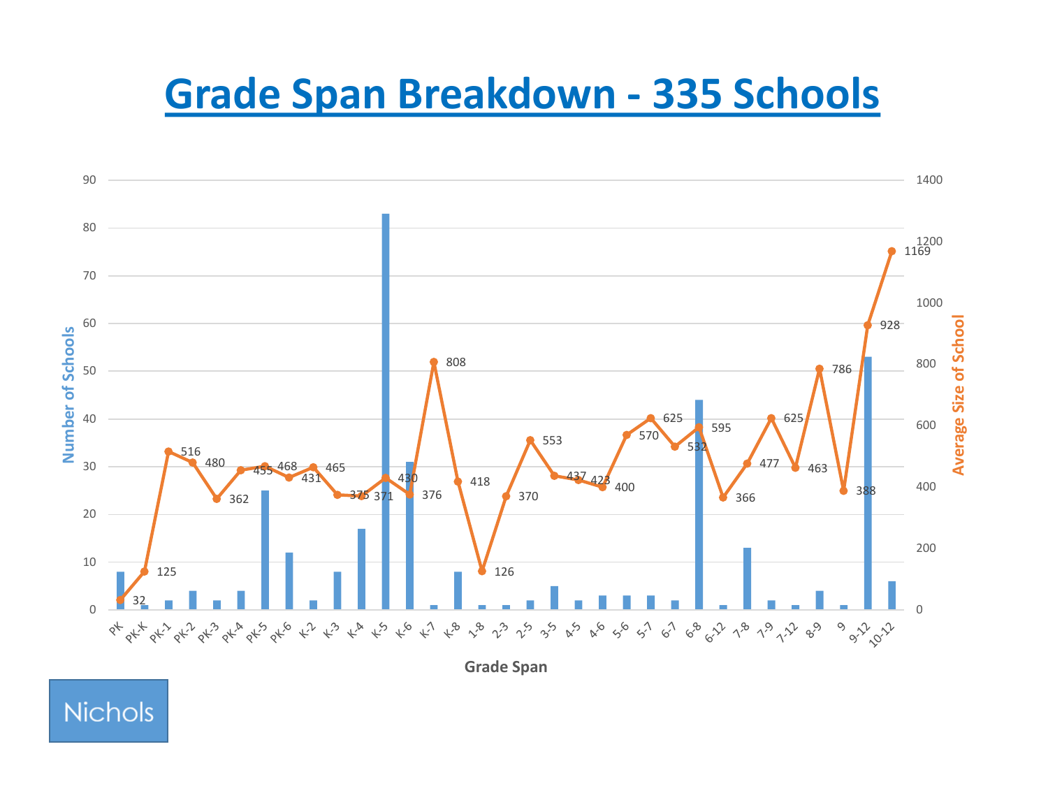# Grade Span Breakdown - 335 Schools

| Grade Span | Number of Schools | Average Size of School |
|---|---|---|
| PK | 8 | 32 |
| PK-K | 1 | 125 |
| PK-1 | 2 | 516 |
| PK-2 | 4 | 480 |
| PK-3 | 2 | 362 |
| PK-4 | 4 | 455 |
| PK-5 | 25 | 468 |
| PK-6 | 12 | 431 |
| K-2 | 2 | 465 |
| K-3 | 8 | 375 |
| K-4 | 17 | 371 |
| K-5 | 83 | 430 |
| K-6 | 31 | 376 |
| K-7 | 1 | 808 |
| K-8 | 8 | 418 |
| 1-8 | 1 | 126 |
| 2-3 | 1 | 370 |
| 2-5 | 2 | 553 |
| 3-5 | 5 | 437 |
| 4-5 | 2 | 423 |
| 4-6 | 3 | 400 |
| 5-6 | 3 | 570 |
| 5-7 | 3 | 625 |
| 6-7 | 2 | 532 |
| 6-8 | 44 | 595 |
| 6-12 | 1 | 366 |
| 7-8 | 13 | 477 |
| 7-9 | 2 | 625 |
| 7-12 | 1 | 463 |
| 8-9 | 4 | 786 |
| 9 | 1 | 388 |
| 9-12 | 53 | 928 |
| 10-12 | 6 | 1169 |

Nichols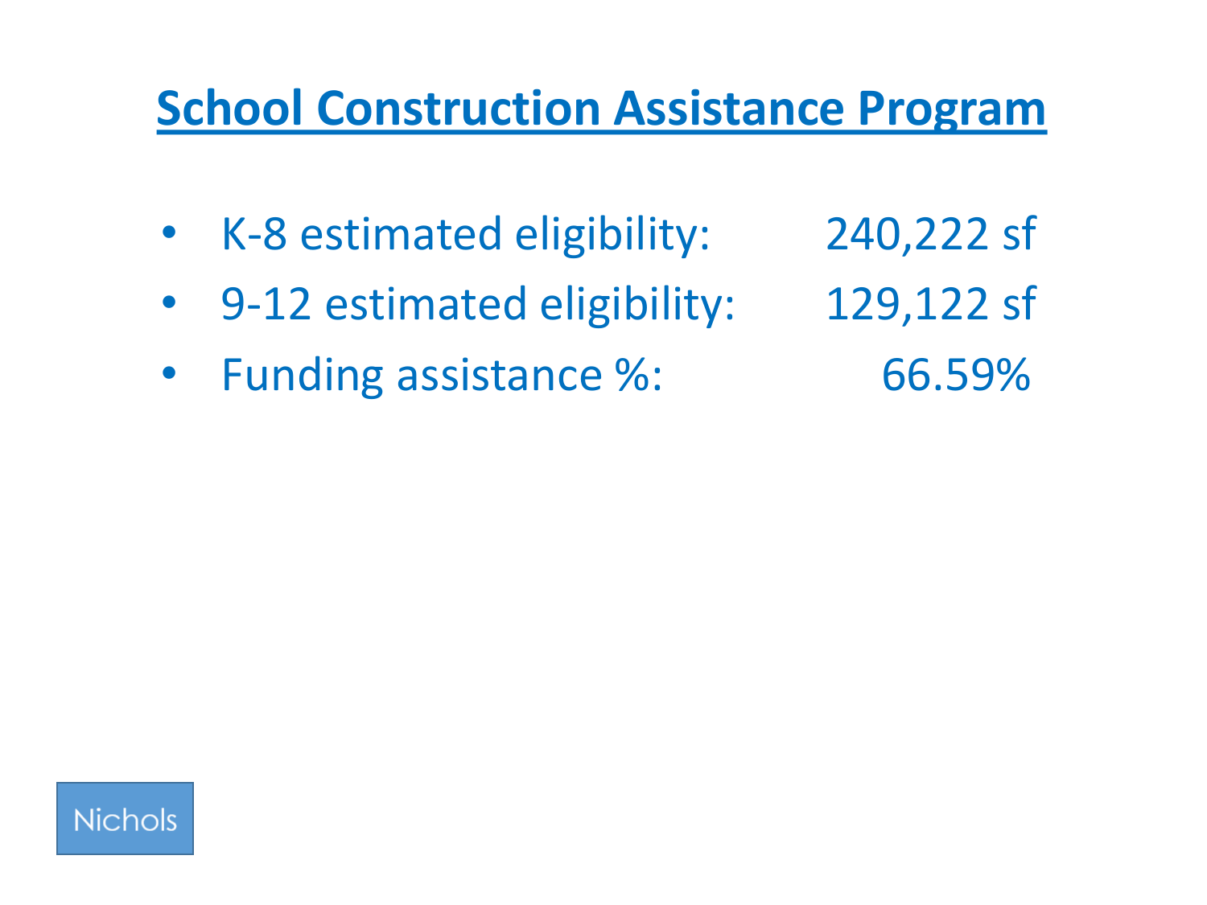# School Construction Assistance Program

- K-8 estimated eligibility: 240,222 sf
- 9-12 estimated eligibility: 129,122 sf
- Funding assistance %: 66.59%

Nichols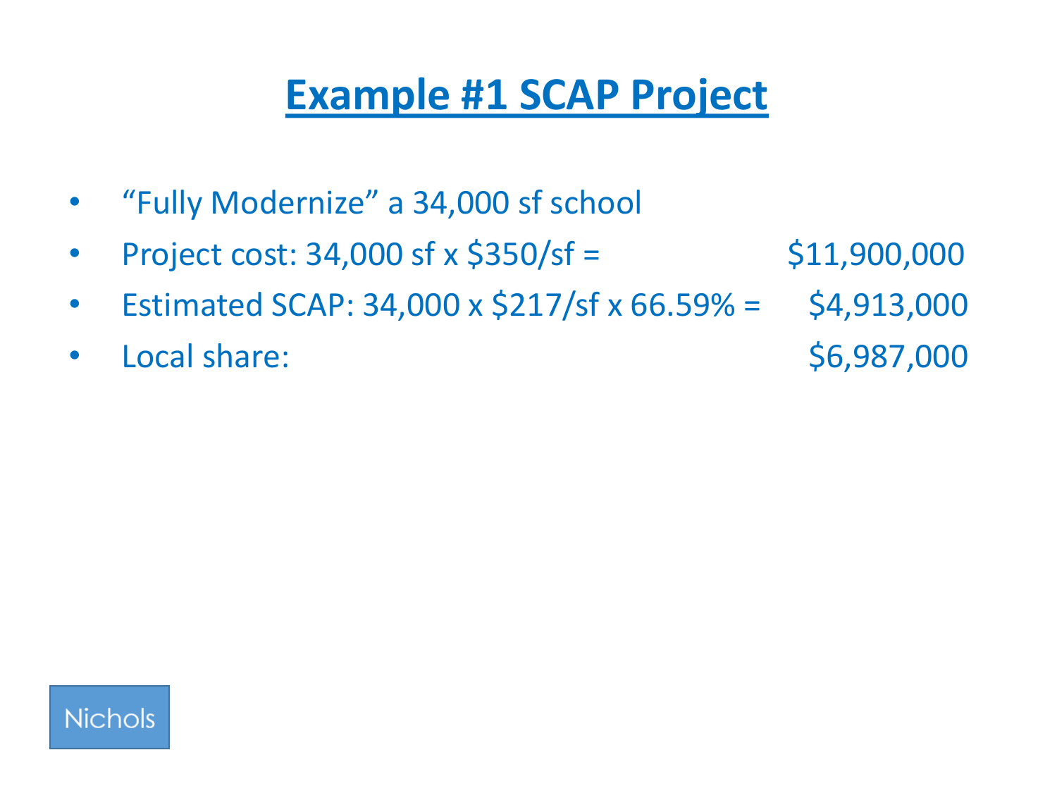# Example #1 SCAP Project

- "Fully Modernize" a 34,000 sf school
- Project cost: 34,000 sf x $350/sf = $11,900,000
- Estimated SCAP: 34,000 x $217/sf x 66.59% = $4,913,000
- Local share: $6,987,000

Nichols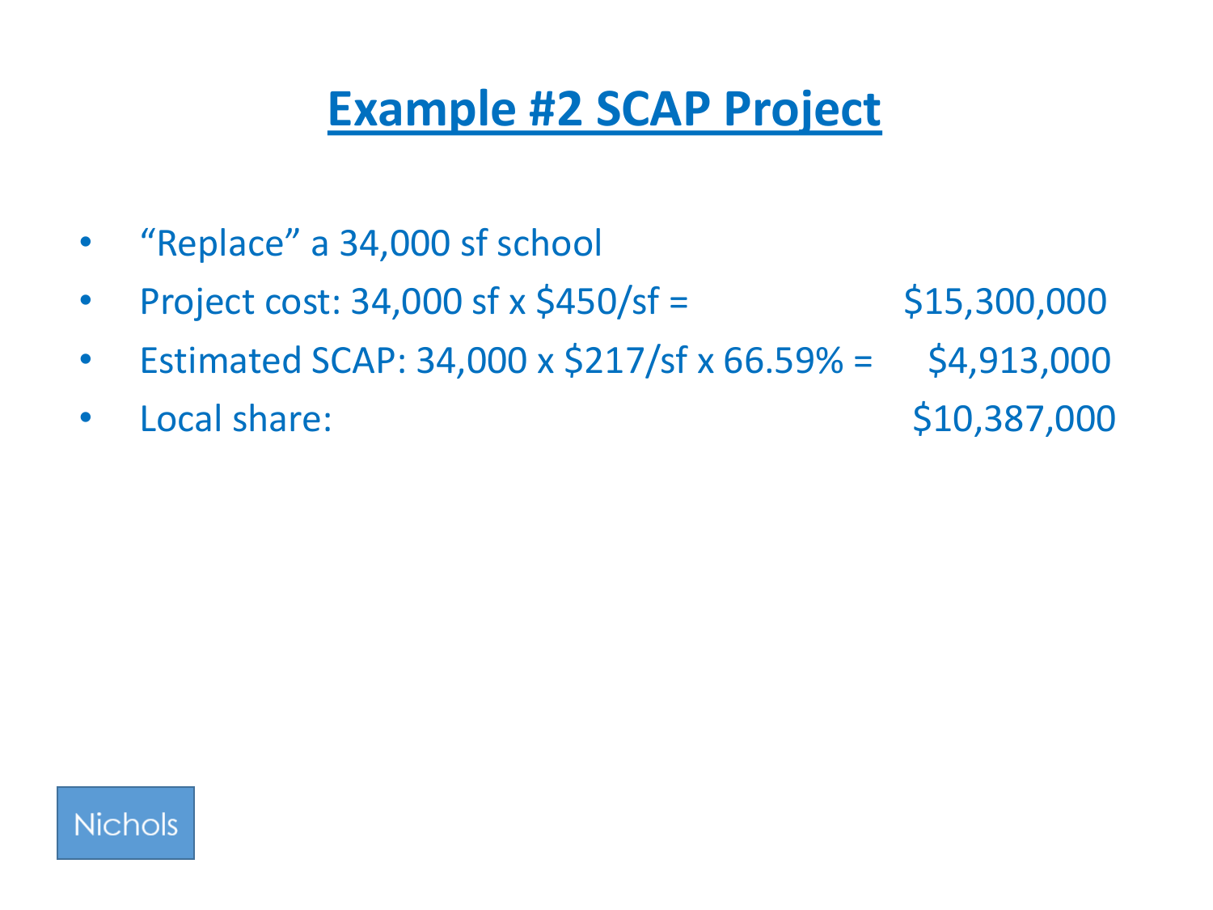# Example #2 SCAP Project

- "Replace" a 34,000 sf school
- Project cost: 34,000 sf x $450/sf = $15,300,000
- Estimated SCAP: 34,000 x $217/sf x 66.59% = $4,913,000
- Local share: $10,387,000

Nichols